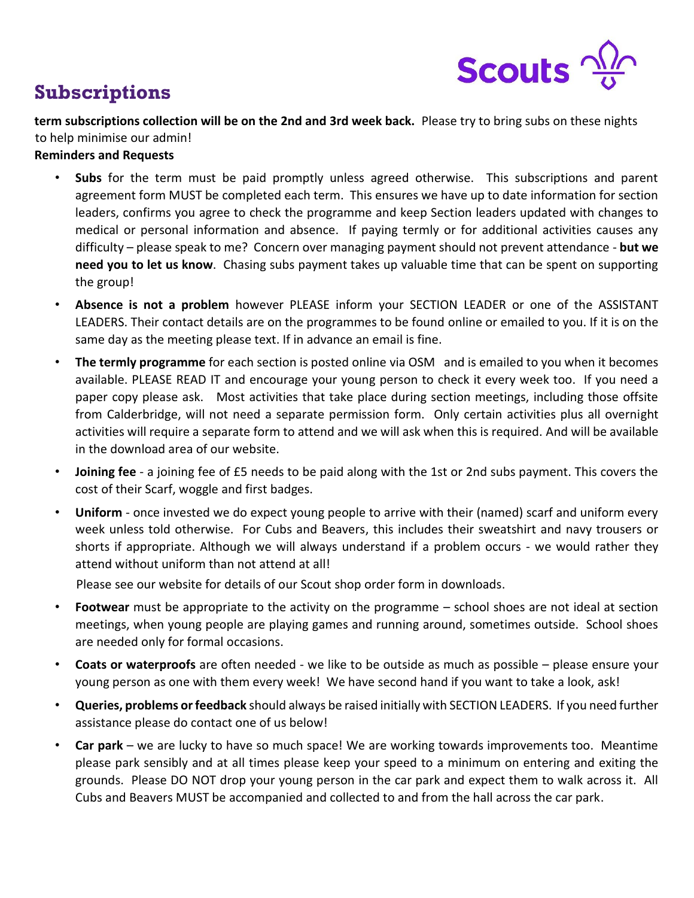## Subscriptions

**term subscriptions collection will be on the 2nd and 3rd week back.** Please try to bring subs on these nights to help minimise our admin!

**Reminders and Requests**

- **Subs** for the term must be paid promptly unless agreed otherwise. This subscriptions and parent agreement form MUST be completed each term. This ensures we have up to date information for section leaders, confirms you agree to check the programme and keep Section leaders updated with changes to medical or personal information and absence. If paying termly or for additional activities causes any difficulty – please speak to me? Concern over managing payment should not prevent attendance - **but we need you to let us know**. Chasing subs payment takes up valuable time that can be spent on supporting the group!
- **Absence is not a problem** however PLEASE inform your SECTION LEADER or one of the ASSISTANT LEADERS. Their contact details are on the programmes to be found online or emailed to you. If it is on the same day as the meeting please text. If in advance an email is fine.
- **The termly programme** for each section is posted online via OSM and is emailed to you when it becomes available. PLEASE READ IT and encourage your young person to check it every week too. If you need a paper copy please ask. Most activities that take place during section meetings, including those offsite from Calderbridge, will not need a separate permission form. Only certain activities plus all overnight activities will require a separate form to attend and we will ask when this is required. And will be available in the download area of our website.
- **Joining fee** - a joining fee of £5 needs to be paid along with the 1st or 2nd subs payment. This covers the cost of their Scarf, woggle and first badges.
- **Uniform** - once invested we do expect young people to arrive with their (named) scarf and uniform every week unless told otherwise. For Cubs and Beavers, this includes their sweatshirt and navy trousers or shorts if appropriate. Although we will always understand if a problem occurs - we would rather they attend without uniform than not attend at all!

  Please see our website for details of our Scout shop order form in downloads.
- **Footwear** must be appropriate to the activity on the programme – school shoes are not ideal at section meetings, when young people are playing games and running around, sometimes outside. School shoes are needed only for formal occasions.
- **Coats or waterproofs** are often needed - we like to be outside as much as possible – please ensure your young person as one with them every week! We have second hand if you want to take a look, ask!
- **Queries, problems or feedback** should always be raised initially with SECTION LEADERS. If you need further assistance please do contact one of us below!
- **Car park** – we are lucky to have so much space! We are working towards improvements too. Meantime please park sensibly and at all times please keep your speed to a minimum on entering and exiting the grounds. Please DO NOT drop your young person in the car park and expect them to walk across it. All Cubs and Beavers MUST be accompanied and collected to and from the hall across the car park.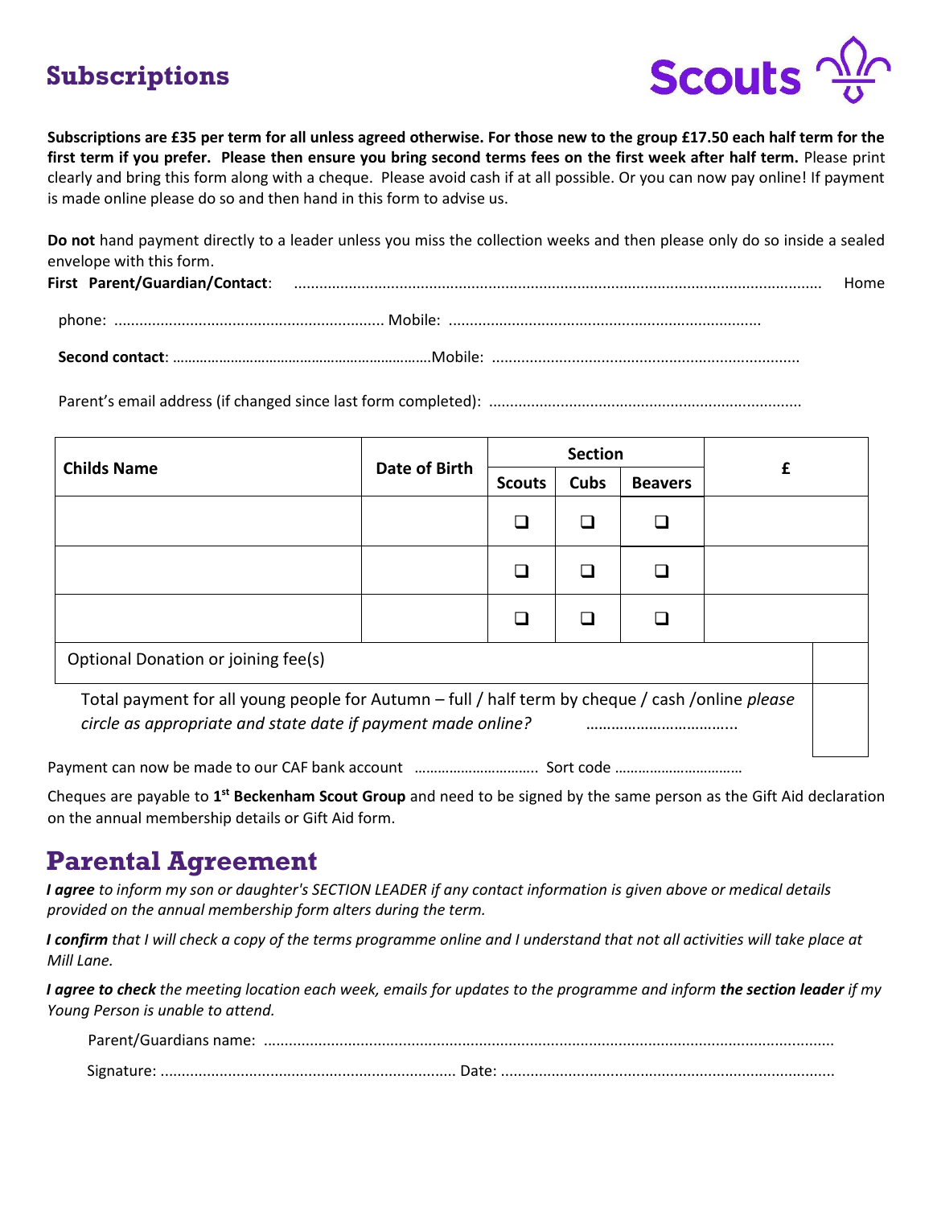## Subscriptions

Scouts

**Subscriptions are £35 per term for all unless agreed otherwise. For those new to the group £17.50 each half term for the first term if you prefer. Please then ensure you bring second terms fees on the first week after half term.** Please print clearly and bring this form along with a cheque. Please avoid cash if at all possible. Or you can now pay online! If payment is made online please do so and then hand in this form to advise us.

**Do not** hand payment directly to a leader unless you miss the collection weeks and then please only do so inside a sealed envelope with this form.

**First Parent/Guardian/Contact**: ............................................................................................................................ Home phone: ................................................................ Mobile: .........................................................................

**Second contact**: ..................................................................Mobile: .........................................................................

Parent's email address (if changed since last form completed): .........................................................................

| Childs Name | Date of Birth | Section | | | £ |
|---|---|---|---|---|---|
| | | Scouts | Cubs | Beavers | |
| | | ❑ | ❑ | ❑ | |
| | | ❑ | ❑ | ❑ | |
| | | ❑ | ❑ | ❑ | |
| Optional Donation or joining fee(s) | | | | | |
| Total payment for all young people for Autumn – full / half term by cheque / cash /online *please circle as appropriate and state date if payment made online?* ……………………………... | | | | | |

Payment can now be made to our CAF bank account ………………………….. Sort code ……………………………

Cheques are payable to **1st Beckenham Scout Group** and need to be signed by the same person as the Gift Aid declaration on the annual membership details or Gift Aid form.

## Parental Agreement

***I agree*** *to inform my son or daughter's SECTION LEADER if any contact information is given above or medical details provided on the annual membership form alters during the term.*

***I confirm*** *that I will check a copy of the terms programme online and I understand that not all activities will take place at Mill Lane.*

***I agree to check*** *the meeting location each week, emails for updates to the programme and inform* ***the section leader*** *if my Young Person is unable to attend.*

Parent/Guardians name: .......................................................................................................................................

Signature: ...................................................................... Date: ..............................................................................